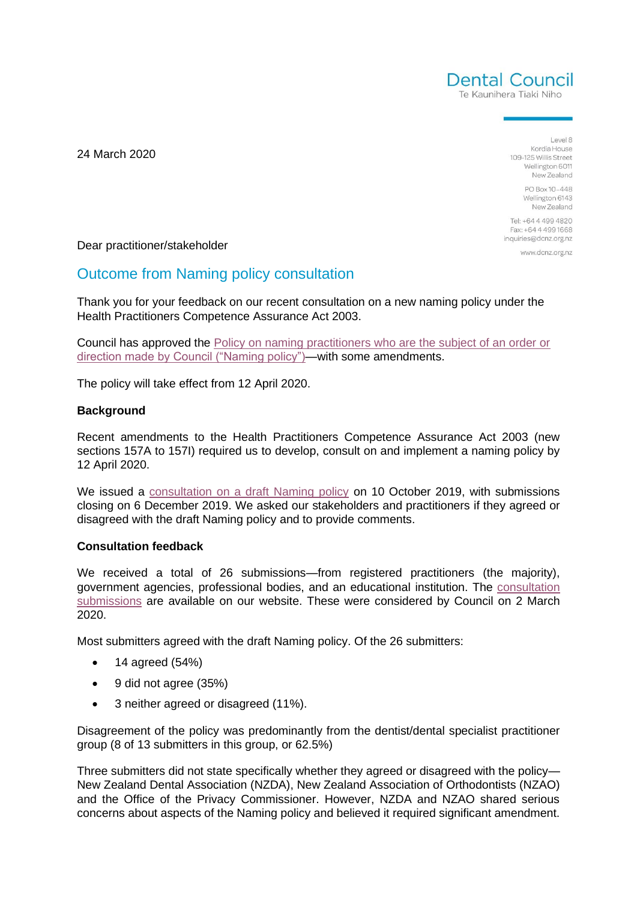Dental Council
Te Kaunihera Tiaki Niho

Level 8
Kordia House
109-125 Willis Street
Wellington 6011
New Zealand

PO Box 10–448
Wellington 6143
New Zealand

Tel: +64 4 499 4820
Fax: +64 4 499 1668
inquiries@dcnz.org.nz

www.dcnz.org.nz

24 March 2020

Dear practitioner/stakeholder

## Outcome from Naming policy consultation

Thank you for your feedback on our recent consultation on a new naming policy under the Health Practitioners Competence Assurance Act 2003.

Council has approved the Policy on naming practitioners who are the subject of an order or direction made by Council ("Naming policy")—with some amendments.

The policy will take effect from 12 April 2020.

**Background**

Recent amendments to the Health Practitioners Competence Assurance Act 2003 (new sections 157A to 157I) required us to develop, consult on and implement a naming policy by 12 April 2020.

We issued a consultation on a draft Naming policy on 10 October 2019, with submissions closing on 6 December 2019. We asked our stakeholders and practitioners if they agreed or disagreed with the draft Naming policy and to provide comments.

**Consultation feedback**

We received a total of 26 submissions—from registered practitioners (the majority), government agencies, professional bodies, and an educational institution. The consultation submissions are available on our website. These were considered by Council on 2 March 2020.

Most submitters agreed with the draft Naming policy. Of the 26 submitters:

- 14 agreed (54%)
- 9 did not agree (35%)
- 3 neither agreed or disagreed (11%).

Disagreement of the policy was predominantly from the dentist/dental specialist practitioner group (8 of 13 submitters in this group, or 62.5%)

Three submitters did not state specifically whether they agreed or disagreed with the policy—New Zealand Dental Association (NZDA), New Zealand Association of Orthodontists (NZAO) and the Office of the Privacy Commissioner. However, NZDA and NZAO shared serious concerns about aspects of the Naming policy and believed it required significant amendment.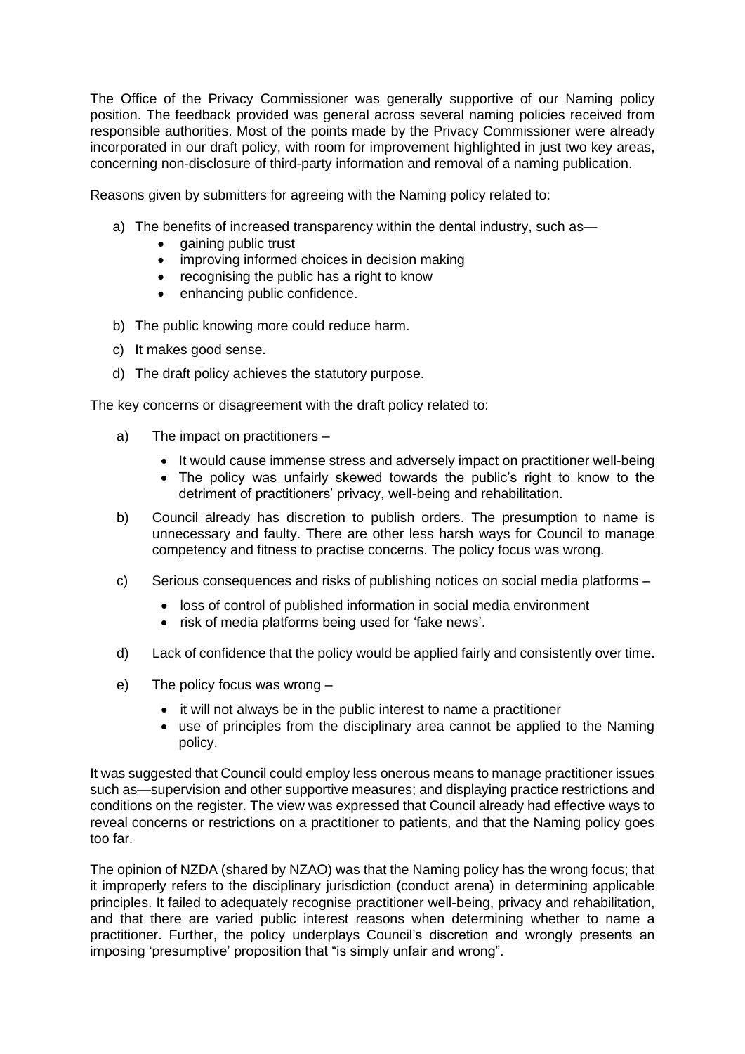The Office of the Privacy Commissioner was generally supportive of our Naming policy position. The feedback provided was general across several naming policies received from responsible authorities. Most of the points made by the Privacy Commissioner were already incorporated in our draft policy, with room for improvement highlighted in just two key areas, concerning non-disclosure of third-party information and removal of a naming publication.

Reasons given by submitters for agreeing with the Naming policy related to:

a) The benefits of increased transparency within the dental industry, such as—
   - gaining public trust
   - improving informed choices in decision making
   - recognising the public has a right to know
   - enhancing public confidence.

b) The public knowing more could reduce harm.

c) It makes good sense.

d) The draft policy achieves the statutory purpose.

The key concerns or disagreement with the draft policy related to:

a) The impact on practitioners –
   - It would cause immense stress and adversely impact on practitioner well-being
   - The policy was unfairly skewed towards the public's right to know to the detriment of practitioners' privacy, well-being and rehabilitation.

b) Council already has discretion to publish orders. The presumption to name is unnecessary and faulty. There are other less harsh ways for Council to manage competency and fitness to practise concerns. The policy focus was wrong.

c) Serious consequences and risks of publishing notices on social media platforms –
   - loss of control of published information in social media environment
   - risk of media platforms being used for 'fake news'.

d) Lack of confidence that the policy would be applied fairly and consistently over time.

e) The policy focus was wrong –
   - it will not always be in the public interest to name a practitioner
   - use of principles from the disciplinary area cannot be applied to the Naming policy.

It was suggested that Council could employ less onerous means to manage practitioner issues such as—supervision and other supportive measures; and displaying practice restrictions and conditions on the register. The view was expressed that Council already had effective ways to reveal concerns or restrictions on a practitioner to patients, and that the Naming policy goes too far.

The opinion of NZDA (shared by NZAO) was that the Naming policy has the wrong focus; that it improperly refers to the disciplinary jurisdiction (conduct arena) in determining applicable principles. It failed to adequately recognise practitioner well-being, privacy and rehabilitation, and that there are varied public interest reasons when determining whether to name a practitioner. Further, the policy underplays Council's discretion and wrongly presents an imposing 'presumptive' proposition that "is simply unfair and wrong".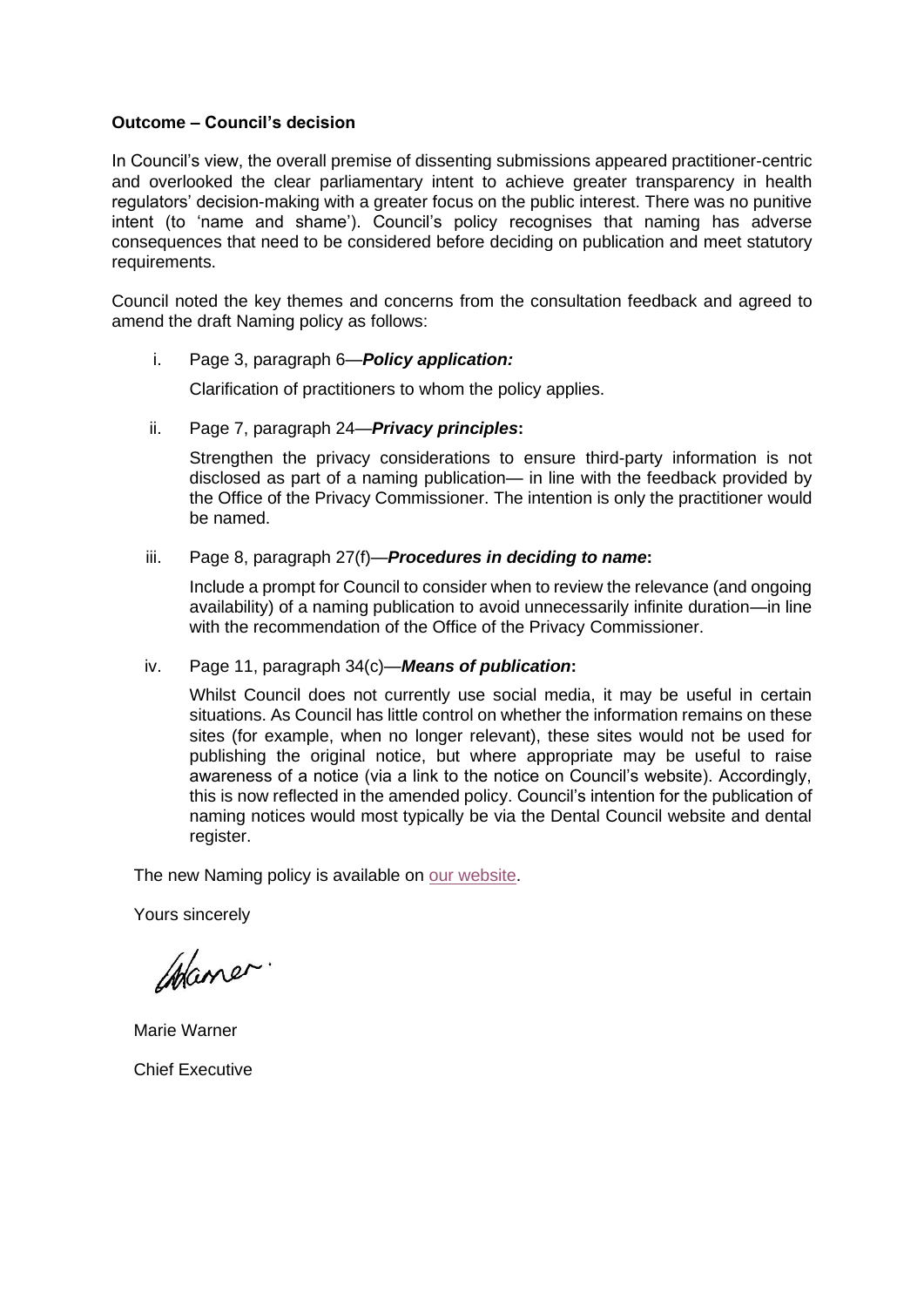**Outcome – Council's decision**

In Council's view, the overall premise of dissenting submissions appeared practitioner-centric and overlooked the clear parliamentary intent to achieve greater transparency in health regulators' decision-making with a greater focus on the public interest. There was no punitive intent (to 'name and shame'). Council's policy recognises that naming has adverse consequences that need to be considered before deciding on publication and meet statutory requirements.

Council noted the key themes and concerns from the consultation feedback and agreed to amend the draft Naming policy as follows:

i. Page 3, paragraph 6—***Policy application:***

   Clarification of practitioners to whom the policy applies.

ii. Page 7, paragraph 24—***Privacy principles*****:**

   Strengthen the privacy considerations to ensure third-party information is not disclosed as part of a naming publication— in line with the feedback provided by the Office of the Privacy Commissioner. The intention is only the practitioner would be named.

iii. Page 8, paragraph 27(f)—***Procedures in deciding to name*****:**

   Include a prompt for Council to consider when to review the relevance (and ongoing availability) of a naming publication to avoid unnecessarily infinite duration—in line with the recommendation of the Office of the Privacy Commissioner.

iv. Page 11, paragraph 34(c)—***Means of publication*****:**

   Whilst Council does not currently use social media, it may be useful in certain situations. As Council has little control on whether the information remains on these sites (for example, when no longer relevant), these sites would not be used for publishing the original notice, but where appropriate may be useful to raise awareness of a notice (via a link to the notice on Council's website). Accordingly, this is now reflected in the amended policy. Council's intention for the publication of naming notices would most typically be via the Dental Council website and dental register.

The new Naming policy is available on our website.

Yours sincerely

Marie Warner

Chief Executive